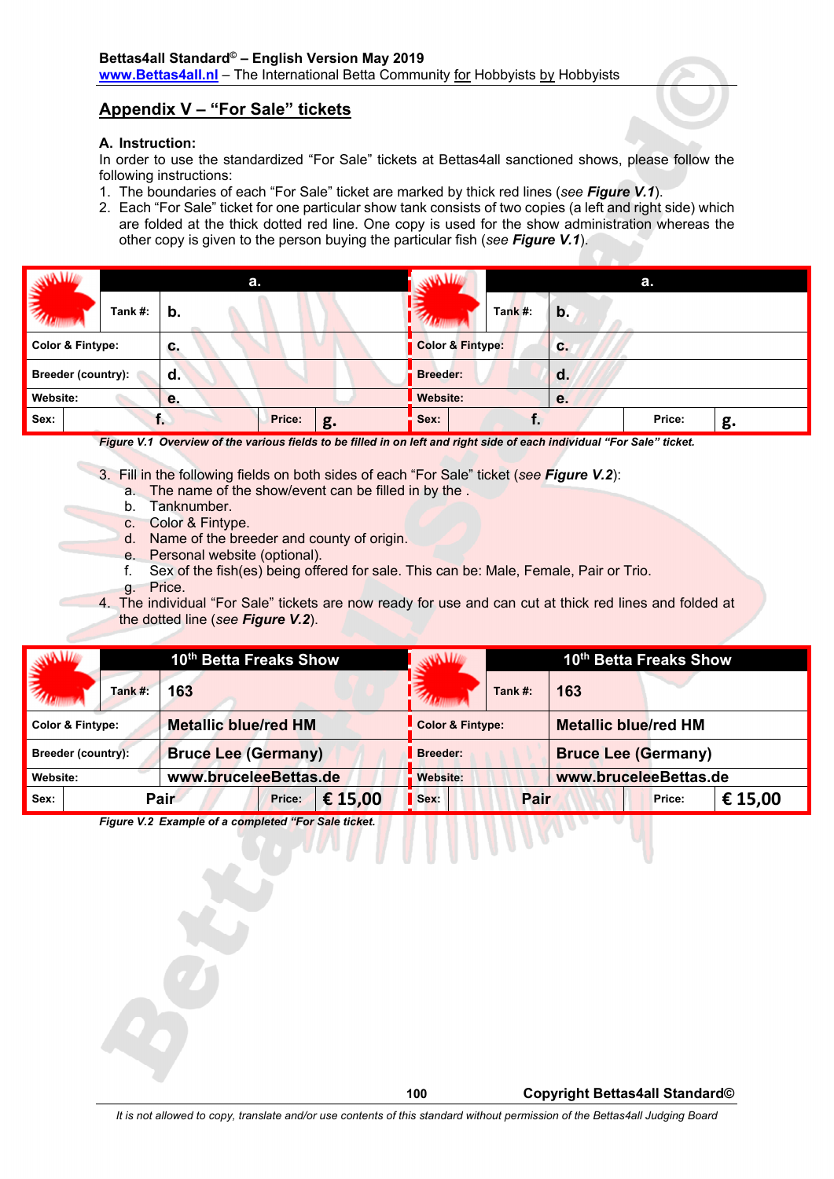## Appendix V – "For Sale" tickets

**A. Instruction:**

In order to use the standardized "For Sale" tickets at Bettas4all sanctioned shows, please follow the following instructions:

1. The boundaries of each "For Sale" ticket are marked by thick red lines (*see* ***Figure V.1***).
2. Each "For Sale" ticket for one particular show tank consists of two copies (a left and right side) which are folded at the thick dotted red line. One copy is used for the show administration whereas the other copy is given to the person buying the particular fish (*see* ***Figure V.1***).

| | | a. | | | | a. | |
|---|---|---|---|---|---|---|---|
| | Tank #: | b. | | | Tank #: | b. | |
| Color & Fintype: | | c. | | Color & Fintype: | | c. | |
| Breeder (country): | | d. | | Breeder: | | d. | |
| Website: | | e. | | Website: | | e. | |
| Sex: | f. | Price: | g. | Sex: | f. | Price: | g. |

*Figure V.1 Overview of the various fields to be filled in on left and right side of each individual "For Sale" ticket.*

3. Fill in the following fields on both sides of each "For Sale" ticket (*see* ***Figure V.2***):
   a. The name of the show/event can be filled in by the .
   b. Tanknumber.
   c. Color & Fintype.
   d. Name of the breeder and county of origin.
   e. Personal website (optional).
   f. Sex of the fish(es) being offered for sale. This can be: Male, Female, Pair or Trio.
   g. Price.
4. The individual "For Sale" tickets are now ready for use and can cut at thick red lines and folded at the dotted line (*see* ***Figure V.2***).

| | | 10th Betta Freaks Show | | | | 10th Betta Freaks Show | |
|---|---|---|---|---|---|---|---|
| | Tank #: | 163 | | | Tank #: | 163 | |
| Color & Fintype: | | Metallic blue/red HM | | Color & Fintype: | | Metallic blue/red HM | |
| Breeder (country): | | Bruce Lee (Germany) | | Breeder: | | Bruce Lee (Germany) | |
| Website: | | www.bruceleeBettas.de | | Website: | | www.bruceleeBettas.de | |
| Sex: | Pair | Price: | € 15,00 | Sex: | Pair | Price: | € 15,00 |

*Figure V.2 Example of a completed "For Sale ticket.*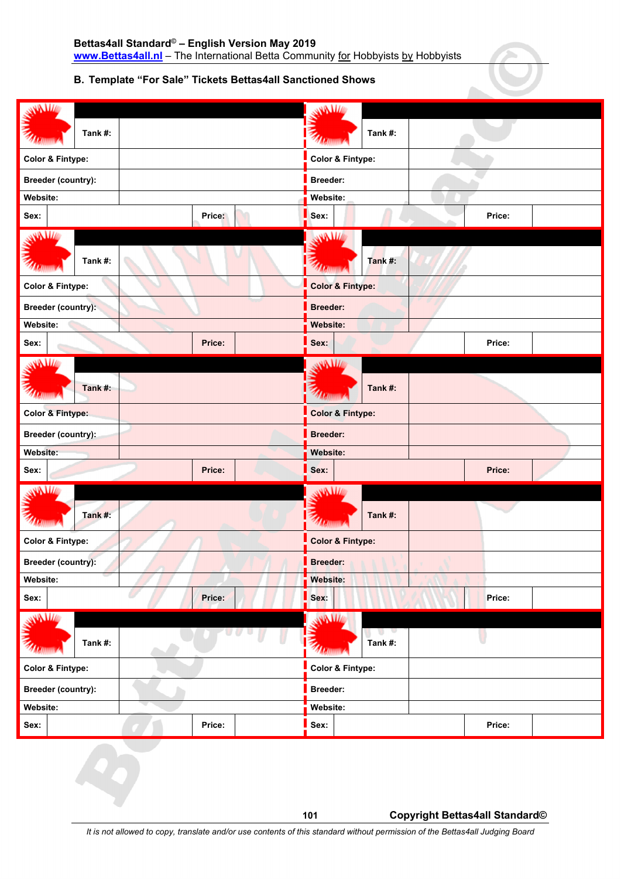## B. Template "For Sale" Tickets Bettas4all Sanctioned Shows

| | | | |
|---|---|---|---|
| Tank #: | | | |
| Color & Fintype: | | | |
| Breeder (country): | | | |
| Website: | | | |
| Sex: | | Price: | |

| | | | |
|---|---|---|---|
| Tank #: | | | |
| Color & Fintype: | | | |
| Breeder: | | | |
| Website: | | | |
| Sex: | | Price: | |

| | | | |
|---|---|---|---|
| Tank #: | | | |
| Color & Fintype: | | | |
| Breeder (country): | | | |
| Website: | | | |
| Sex: | | Price: | |

| | | | |
|---|---|---|---|
| Tank #: | | | |
| Color & Fintype: | | | |
| Breeder: | | | |
| Website: | | | |
| Sex: | | Price: | |

| | | | |
|---|---|---|---|
| Tank #: | | | |
| Color & Fintype: | | | |
| Breeder (country): | | | |
| Website: | | | |
| Sex: | | Price: | |

| | | | |
|---|---|---|---|
| Tank #: | | | |
| Color & Fintype: | | | |
| Breeder: | | | |
| Website: | | | |
| Sex: | | Price: | |

| | | | |
|---|---|---|---|
| Tank #: | | | |
| Color & Fintype: | | | |
| Breeder (country): | | | |
| Website: | | | |
| Sex: | | Price: | |

| | | | |
|---|---|---|---|
| Tank #: | | | |
| Color & Fintype: | | | |
| Breeder: | | | |
| Website: | | | |
| Sex: | | Price: | |

| | | | |
|---|---|---|---|
| Tank #: | | | |
| Color & Fintype: | | | |
| Breeder (country): | | | |
| Website: | | | |
| Sex: | | Price: | |

| | | | |
|---|---|---|---|
| Tank #: | | | |
| Color & Fintype: | | | |
| Breeder: | | | |
| Website: | | | |
| Sex: | | Price: | |